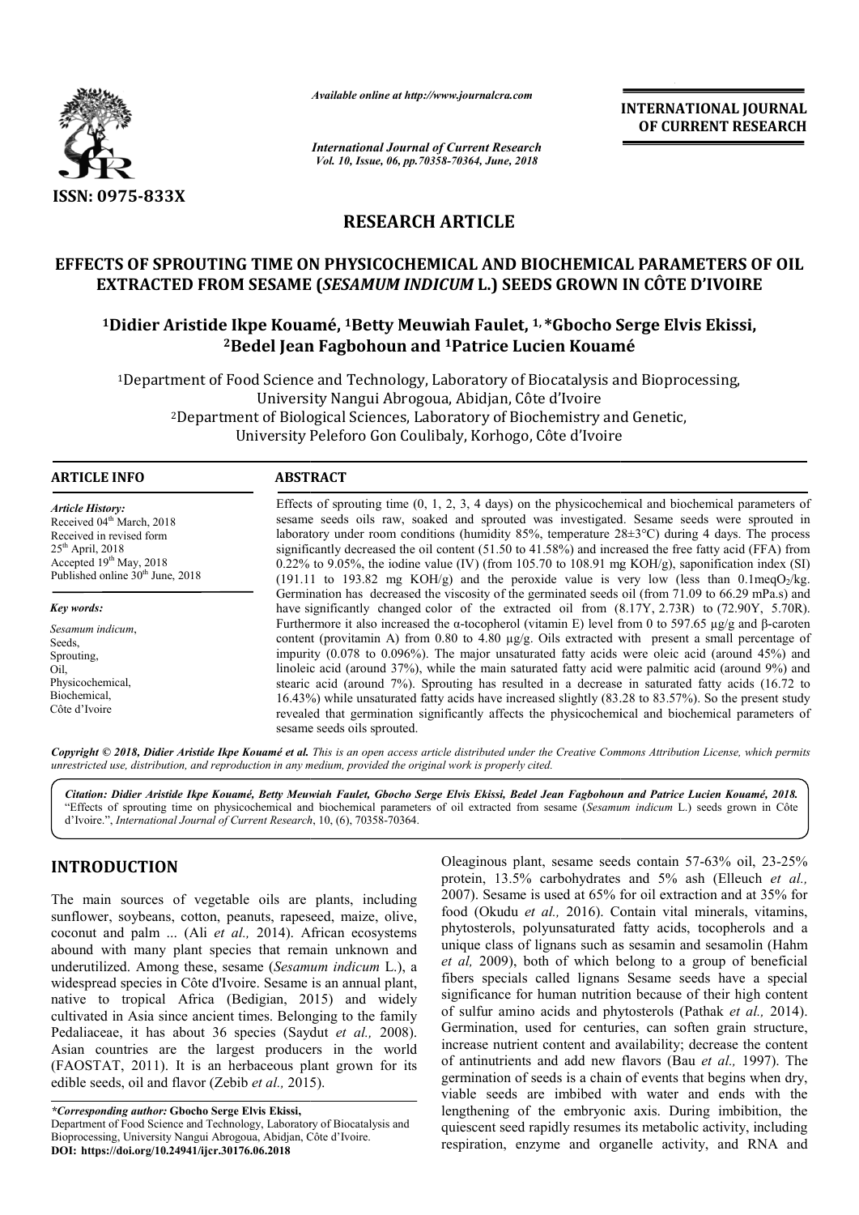**ISSN: 0975-833X**

*Available online at http://www.journalcra.com*

*International Journal of Current Research*
*Vol. 10, Issue, 06, pp.70358-70364, June, 2018*

**INTERNATIONAL JOURNAL OF CURRENT RESEARCH**

# RESEARCH ARTICLE

## EFFECTS OF SPROUTING TIME ON PHYSICOCHEMICAL AND BIOCHEMICAL PARAMETERS OF OIL EXTRACTED FROM SESAME (*SESAMUM INDICUM* L.) SEEDS GROWN IN CÔTE D'IVOIRE

**[1]Didier Aristide Ikpe Kouamé, [1]Betty Meuwiah Faulet, [1,*]Gbocho Serge Elvis Ekissi, [2]Bedel Jean Fagbohoun and [1]Patrice Lucien Kouamé**

[1]Department of Food Science and Technology, Laboratory of Biocatalysis and Bioprocessing, University Nangui Abrogoua, Abidjan, Côte d'Ivoire

[2]Department of Biological Sciences, Laboratory of Biochemistry and Genetic, University Peleforo Gon Coulibaly, Korhogo, Côte d'Ivoire

### ARTICLE INFO

*Article History:*
Received 04th March, 2018
Received in revised form
25th April, 2018
Accepted 19th May, 2018
Published online 30th June, 2018

*Key words:*
*Sesamum indicum*,
Seeds,
Sprouting,
Oil,
Physicochemical,
Biochemical,
Côte d'Ivoire

### ABSTRACT

Effects of sprouting time (0, 1, 2, 3, 4 days) on the physicochemical and biochemical parameters of sesame seeds oils raw, soaked and sprouted was investigated. Sesame seeds were sprouted in laboratory under room conditions (humidity 85%, temperature 28±3°C) during 4 days. The process significantly decreased the oil content (51.50 to 41.58%) and increased the free fatty acid (FFA) from 0.22% to 9.05%, the iodine value (IV) (from 105.70 to 108.91 mg KOH/g), saponification index (SI) (191.11 to 193.82 mg KOH/g) and the peroxide value is very low (less than 0.1meq$O_2$/kg. Germination has decreased the viscosity of the germinated seeds oil (from 71.09 to 66.29 mPa.s) and have significantly changed color of the extracted oil from (8.17Y, 2.73R) to (72.90Y, 5.70R). Furthermore it also increased the α-tocopherol (vitamin E) level from 0 to 597.65 µg/g and β-caroten content (provitamin A) from 0.80 to 4.80 µg/g. Oils extracted with present a small percentage of impurity (0.078 to 0.096%). The major unsaturated fatty acids were oleic acid (around 45%) and linoleic acid (around 37%), while the main saturated fatty acid were palmitic acid (around 9%) and stearic acid (around 7%). Sprouting has resulted in a decrease in saturated fatty acids (16.72 to 16.43%) while unsaturated fatty acids have increased slightly (83.28 to 83.57%). So the present study revealed that germination significantly affects the physicochemical and biochemical parameters of sesame seeds oils sprouted.

*Copyright © 2018, Didier Aristide Ikpe Kouamé et al. This is an open access article distributed under the Creative Commons Attribution License, which permits unrestricted use, distribution, and reproduction in any medium, provided the original work is properly cited.*

***Citation: Didier Aristide Ikpe Kouamé, Betty Meuwiah Faulet, Gbocho Serge Elvis Ekissi, Bedel Jean Fagbohoun and Patrice Lucien Kouamé, 2018.*** "Effects of sprouting time on physicochemical and biochemical parameters of oil extracted from sesame (*Sesamum indicum* L.) seeds grown in Côte d'Ivoire.", *International Journal of Current Research*, 10, (6), 70358-70364.

## INTRODUCTION

The main sources of vegetable oils are plants, including sunflower, soybeans, cotton, peanuts, rapeseed, maize, olive, coconut and palm ... (Ali *et al.,* 2014). African ecosystems abound with many plant species that remain unknown and underutilized. Among these, sesame (*Sesamum indicum* L.), a widespread species in Côte d'Ivoire. Sesame is an annual plant, native to tropical Africa (Bedigian, 2015) and widely cultivated in Asia since ancient times. Belonging to the family Pedaliaceae, it has about 36 species (Saydut *et al.,* 2008). Asian countries are the largest producers in the world (FAOSTAT, 2011). It is an herbaceous plant grown for its edible seeds, oil and flavor (Zebib *et al.,* 2015).

Oleaginous plant, sesame seeds contain 57-63% oil, 23-25% protein, 13.5% carbohydrates and 5% ash (Elleuch *et al.,* 2007). Sesame is used at 65% for oil extraction and at 35% for food (Okudu *et al.,* 2016). Contain vital minerals, vitamins, phytosterols, polyunsaturated fatty acids, tocopherols and a unique class of lignans such as sesamin and sesamolin (Hahm *et al,* 2009), both of which belong to a group of beneficial fibers specials called lignans Sesame seeds have a special significance for human nutrition because of their high content of sulfur amino acids and phytosterols (Pathak *et al.,* 2014). Germination, used for centuries, can soften grain structure, increase nutrient content and availability; decrease the content of antinutrients and add new flavors (Bau *et al.,* 1997). The germination of seeds is a chain of events that begins when dry, viable seeds are imbibed with water and ends with the lengthening of the embryonic axis. During imbibition, the quiescent seed rapidly resumes its metabolic activity, including respiration, enzyme and organelle activity, and RNA and

*\*Corresponding author:* **Gbocho Serge Elvis Ekissi,**
Department of Food Science and Technology, Laboratory of Biocatalysis and Bioprocessing, University Nangui Abrogoua, Abidjan, Côte d'Ivoire.
**DOI: https://doi.org/10.24941/ijcr.30176.06.2018**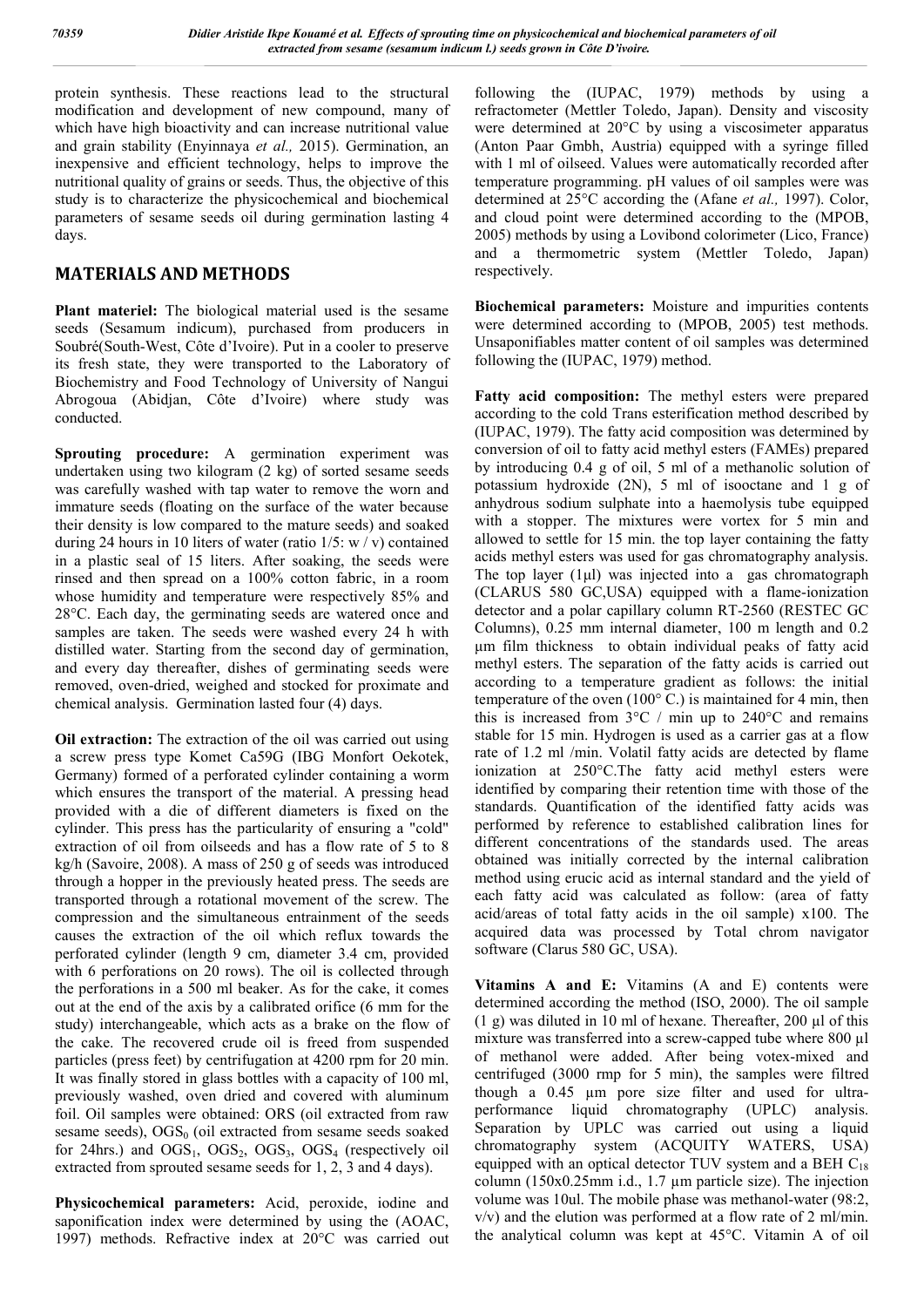protein synthesis. These reactions lead to the structural modification and development of new compound, many of which have high bioactivity and can increase nutritional value and grain stability (Enyinnaya *et al.,* 2015). Germination, an inexpensive and efficient technology, helps to improve the nutritional quality of grains or seeds. Thus, the objective of this study is to characterize the physicochemical and biochemical parameters of sesame seeds oil during germination lasting 4 days.

## MATERIALS AND METHODS

**Plant materiel:** The biological material used is the sesame seeds (Sesamum indicum), purchased from producers in Soubré(South-West, Côte d'Ivoire). Put in a cooler to preserve its fresh state, they were transported to the Laboratory of Biochemistry and Food Technology of University of Nangui Abrogoua (Abidjan, Côte d'Ivoire) where study was conducted.

**Sprouting procedure:** A germination experiment was undertaken using two kilogram (2 kg) of sorted sesame seeds was carefully washed with tap water to remove the worn and immature seeds (floating on the surface of the water because their density is low compared to the mature seeds) and soaked during 24 hours in 10 liters of water (ratio 1/5: w / v) contained in a plastic seal of 15 liters. After soaking, the seeds were rinsed and then spread on a 100% cotton fabric, in a room whose humidity and temperature were respectively 85% and 28°C. Each day, the germinating seeds are watered once and samples are taken. The seeds were washed every 24 h with distilled water. Starting from the second day of germination, and every day thereafter, dishes of germinating seeds were removed, oven-dried, weighed and stocked for proximate and chemical analysis. Germination lasted four (4) days.

**Oil extraction:** The extraction of the oil was carried out using a screw press type Komet Ca59G (IBG Monfort Oekotek, Germany) formed of a perforated cylinder containing a worm which ensures the transport of the material. A pressing head provided with a die of different diameters is fixed on the cylinder. This press has the particularity of ensuring a "cold" extraction of oil from oilseeds and has a flow rate of 5 to 8 kg/h (Savoire, 2008). A mass of 250 g of seeds was introduced through a hopper in the previously heated press. The seeds are transported through a rotational movement of the screw. The compression and the simultaneous entrainment of the seeds causes the extraction of the oil which reflux towards the perforated cylinder (length 9 cm, diameter 3.4 cm, provided with 6 perforations on 20 rows). The oil is collected through the perforations in a 500 ml beaker. As for the cake, it comes out at the end of the axis by a calibrated orifice (6 mm for the study) interchangeable, which acts as a brake on the flow of the cake. The recovered crude oil is freed from suspended particles (press feet) by centrifugation at 4200 rpm for 20 min. It was finally stored in glass bottles with a capacity of 100 ml, previously washed, oven dried and covered with aluminum foil. Oil samples were obtained: ORS (oil extracted from raw sesame seeds), $OGS_0$ (oil extracted from sesame seeds soaked for 24hrs.) and $OGS_1$, $OGS_2$, $OGS_3$, $OGS_4$ (respectively oil extracted from sprouted sesame seeds for 1, 2, 3 and 4 days).

**Physicochemical parameters:** Acid, peroxide, iodine and saponification index were determined by using the (AOAC, 1997) methods. Refractive index at 20°C was carried out following the (IUPAC, 1979) methods by using a refractometer (Mettler Toledo, Japan). Density and viscosity were determined at 20°C by using a viscosimeter apparatus (Anton Paar Gmbh, Austria) equipped with a syringe filled with 1 ml of oilseed. Values were automatically recorded after temperature programming. pH values of oil samples were was determined at 25°C according the (Afane *et al.,* 1997). Color, and cloud point were determined according to the (MPOB, 2005) methods by using a Lovibond colorimeter (Lico, France) and a thermometric system (Mettler Toledo, Japan) respectively.

**Biochemical parameters:** Moisture and impurities contents were determined according to (MPOB, 2005) test methods. Unsaponifiables matter content of oil samples was determined following the (IUPAC, 1979) method.

**Fatty acid composition:** The methyl esters were prepared according to the cold Trans esterification method described by (IUPAC, 1979). The fatty acid composition was determined by conversion of oil to fatty acid methyl esters (FAMEs) prepared by introducing 0.4 g of oil, 5 ml of a methanolic solution of potassium hydroxide (2N), 5 ml of isooctane and 1 g of anhydrous sodium sulphate into a haemolysis tube equipped with a stopper. The mixtures were vortex for 5 min and allowed to settle for 15 min. the top layer containing the fatty acids methyl esters was used for gas chromatography analysis. The top layer (1µl) was injected into a gas chromatograph (CLARUS 580 GC,USA) equipped with a flame-ionization detector and a polar capillary column RT-2560 (RESTEC GC Columns), 0.25 mm internal diameter, 100 m length and 0.2 µm film thickness to obtain individual peaks of fatty acid methyl esters. The separation of the fatty acids is carried out according to a temperature gradient as follows: the initial temperature of the oven (100° C.) is maintained for 4 min, then this is increased from 3°C / min up to 240°C and remains stable for 15 min. Hydrogen is used as a carrier gas at a flow rate of 1.2 ml /min. Volatil fatty acids are detected by flame ionization at 250°C.The fatty acid methyl esters were identified by comparing their retention time with those of the standards. Quantification of the identified fatty acids was performed by reference to established calibration lines for different concentrations of the standards used. The areas obtained was initially corrected by the internal calibration method using erucic acid as internal standard and the yield of each fatty acid was calculated as follow: (area of fatty acid/areas of total fatty acids in the oil sample) x100. The acquired data was processed by Total chrom navigator software (Clarus 580 GC, USA).

**Vitamins A and E:** Vitamins (A and E) contents were determined according the method (ISO, 2000). The oil sample (1 g) was diluted in 10 ml of hexane. Thereafter, 200 µl of this mixture was transferred into a screw-capped tube where 800 µl of methanol were added. After being votex-mixed and centrifuged (3000 rmp for 5 min), the samples were filtred though a 0.45 µm pore size filter and used for ultra-performance liquid chromatography (UPLC) analysis. Separation by UPLC was carried out using a liquid chromatography system (ACQUITY WATERS, USA) equipped with an optical detector TUV system and a BEH $C_{18}$ column (150x0.25mm i.d., 1.7 µm particle size). The injection volume was 10ul. The mobile phase was methanol-water (98:2, v/v) and the elution was performed at a flow rate of 2 ml/min. the analytical column was kept at 45°C. Vitamin A of oil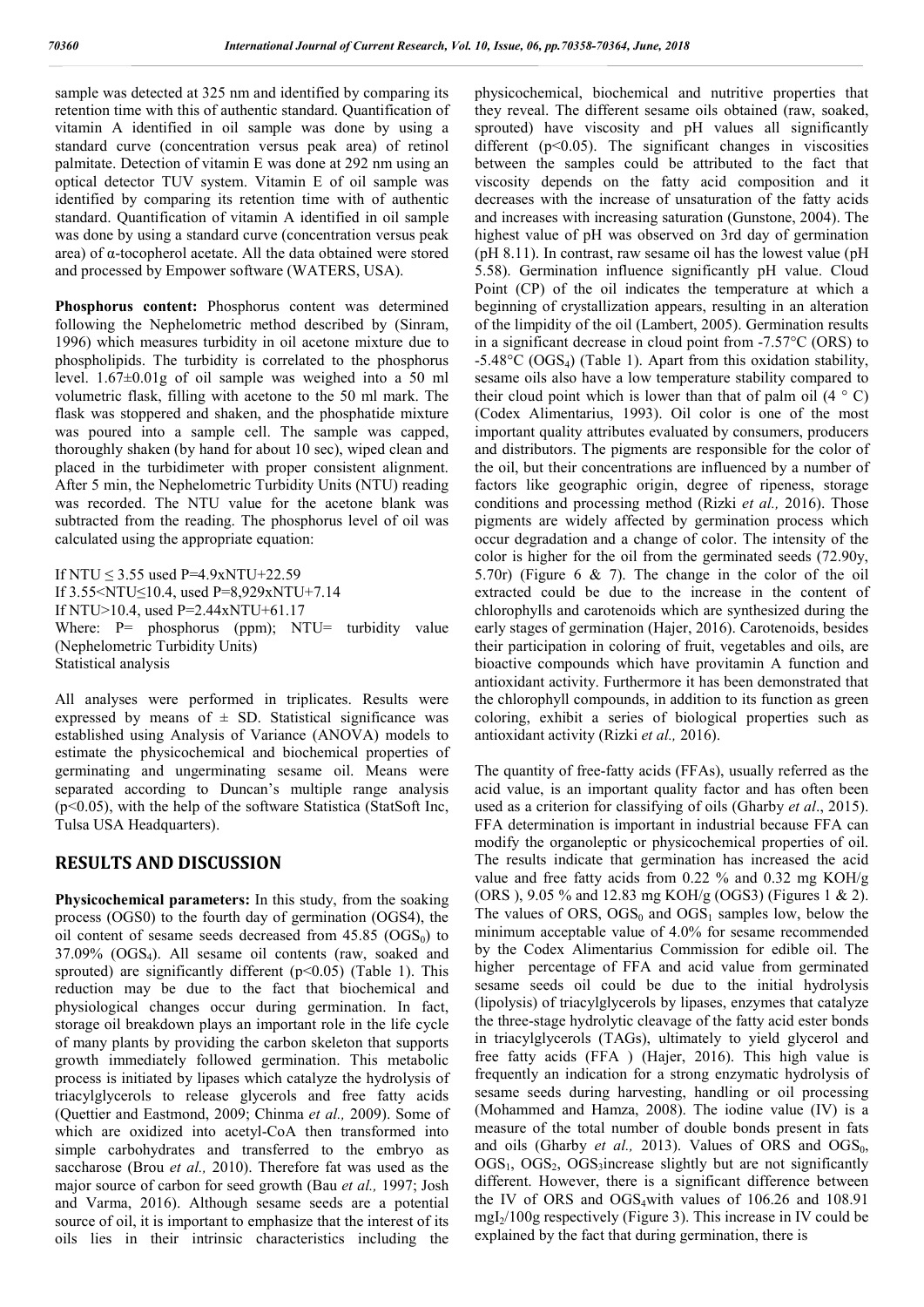sample was detected at 325 nm and identified by comparing its retention time with this of authentic standard. Quantification of vitamin A identified in oil sample was done by using a standard curve (concentration versus peak area) of retinol palmitate. Detection of vitamin E was done at 292 nm using an optical detector TUV system. Vitamin E of oil sample was identified by comparing its retention time with of authentic standard. Quantification of vitamin A identified in oil sample was done by using a standard curve (concentration versus peak area) of α-tocopherol acetate. All the data obtained were stored and processed by Empower software (WATERS, USA).

**Phosphorus content:** Phosphorus content was determined following the Nephelometric method described by (Sinram, 1996) which measures turbidity in oil acetone mixture due to phospholipids. The turbidity is correlated to the phosphorus level. 1.67±0.01g of oil sample was weighed into a 50 ml volumetric flask, filling with acetone to the 50 ml mark. The flask was stoppered and shaken, and the phosphatide mixture was poured into a sample cell. The sample was capped, thoroughly shaken (by hand for about 10 sec), wiped clean and placed in the turbidimeter with proper consistent alignment. After 5 min, the Nephelometric Turbidity Units (NTU) reading was recorded. The NTU value for the acetone blank was subtracted from the reading. The phosphorus level of oil was calculated using the appropriate equation:

If NTU ≤ 3.55 used $P=4.9 \times NTU+22.59$
If 3.55<NTU≤10.4, used $P=8{,}929 \times NTU+7.14$
If NTU>10.4, used $P=2.44 \times NTU+61.17$
Where: P= phosphorus (ppm); NTU= turbidity value (Nephelometric Turbidity Units)
Statistical analysis

All analyses were performed in triplicates. Results were expressed by means of ± SD. Statistical significance was established using Analysis of Variance (ANOVA) models to estimate the physicochemical and biochemical properties of germinating and ungerminating sesame oil. Means were separated according to Duncan's multiple range analysis ($p<0.05$), with the help of the software Statistica (StatSoft Inc, Tulsa USA Headquarters).

## RESULTS AND DISCUSSION

**Physicochemical parameters:** In this study, from the soaking process ($OGS_0$) to the fourth day of germination ($OGS_4$), the oil content of sesame seeds decreased from 45.85 ($OGS_0$) to 37.09% ($OGS_4$). All sesame oil contents (raw, soaked and sprouted) are significantly different ($p<0.05$) (Table 1). This reduction may be due to the fact that biochemical and physiological changes occur during germination. In fact, storage oil breakdown plays an important role in the life cycle of many plants by providing the carbon skeleton that supports growth immediately followed germination. This metabolic process is initiated by lipases which catalyze the hydrolysis of triacylglycerols to release glycerols and free fatty acids (Quettier and Eastmond, 2009; Chinma *et al.,* 2009). Some of which are oxidized into acetyl-CoA then transformed into simple carbohydrates and transferred to the embryo as saccharose (Brou *et al.,* 2010). Therefore fat was used as the major source of carbon for seed growth (Bau *et al.,* 1997; Josh and Varma, 2016). Although sesame seeds are a potential source of oil, it is important to emphasize that the interest of its oils lies in their intrinsic characteristics including the physicochemical, biochemical and nutritive properties that they reveal. The different sesame oils obtained (raw, soaked, sprouted) have viscosity and pH values all significantly different ($p<0.05$). The significant changes in viscosities between the samples could be attributed to the fact that viscosity depends on the fatty acid composition and it decreases with the increase of unsaturation of the fatty acids and increases with increasing saturation (Gunstone, 2004). The highest value of pH was observed on 3rd day of germination (pH 8.11). In contrast, raw sesame oil has the lowest value (pH 5.58). Germination influence significantly pH value. Cloud Point (CP) of the oil indicates the temperature at which a beginning of crystallization appears, resulting in an alteration of the limpidity of the oil (Lambert, 2005). Germination results in a significant decrease in cloud point from -7.57°C (ORS) to -5.48°C ($OGS_4$) (Table 1). Apart from this oxidation stability, sesame oils also have a low temperature stability compared to their cloud point which is lower than that of palm oil (4 ° C) (Codex Alimentarius, 1993). Oil color is one of the most important quality attributes evaluated by consumers, producers and distributors. The pigments are responsible for the color of the oil, but their concentrations are influenced by a number of factors like geographic origin, degree of ripeness, storage conditions and processing method (Rizki *et al.,* 2016). Those pigments are widely affected by germination process which occur degradation and a change of color. The intensity of the color is higher for the oil from the germinated seeds (72.90y, 5.70r) (Figure 6 & 7). The change in the color of the oil extracted could be due to the increase in the content of chlorophylls and carotenoids which are synthesized during the early stages of germination (Hajer, 2016). Carotenoids, besides their participation in coloring of fruit, vegetables and oils, are bioactive compounds which have provitamin A function and antioxidant activity. Furthermore it has been demonstrated that the chlorophyll compounds, in addition to its function as green coloring, exhibit a series of biological properties such as antioxidant activity (Rizki *et al.,* 2016).

The quantity of free-fatty acids (FFAs), usually referred as the acid value, is an important quality factor and has often been used as a criterion for classifying of oils (Gharby *et al*., 2015). FFA determination is important in industrial because FFA can modify the organoleptic or physicochemical properties of oil. The results indicate that germination has increased the acid value and free fatty acids from 0.22 % and 0.32 mg KOH/g (ORS ), 9.05 % and 12.83 mg KOH/g (OGS3) (Figures 1 & 2). The values of ORS, $OGS_0$ and $OGS_1$ samples low, below the minimum acceptable value of 4.0% for sesame recommended by the Codex Alimentarius Commission for edible oil. The higher percentage of FFA and acid value from germinated sesame seeds oil could be due to the initial hydrolysis (lipolysis) of triacylglycerols by lipases, enzymes that catalyze the three-stage hydrolytic cleavage of the fatty acid ester bonds in triacylglycerols (TAGs), ultimately to yield glycerol and free fatty acids (FFA ) (Hajer, 2016). This high value is frequently an indication for a strong enzymatic hydrolysis of sesame seeds during harvesting, handling or oil processing (Mohammed and Hamza, 2008). The iodine value (IV) is a measure of the total number of double bonds present in fats and oils (Gharby *et al.,* 2013). Values of ORS and $OGS_0$, $OGS_1$, $OGS_2$, $OGS_3$increase slightly but are not significantly different. However, there is a significant difference between the IV of ORS and $OGS_4$with values of 106.26 and 108.91 $mgI_2/100g$ respectively (Figure 3). This increase in IV could be explained by the fact that during germination, there is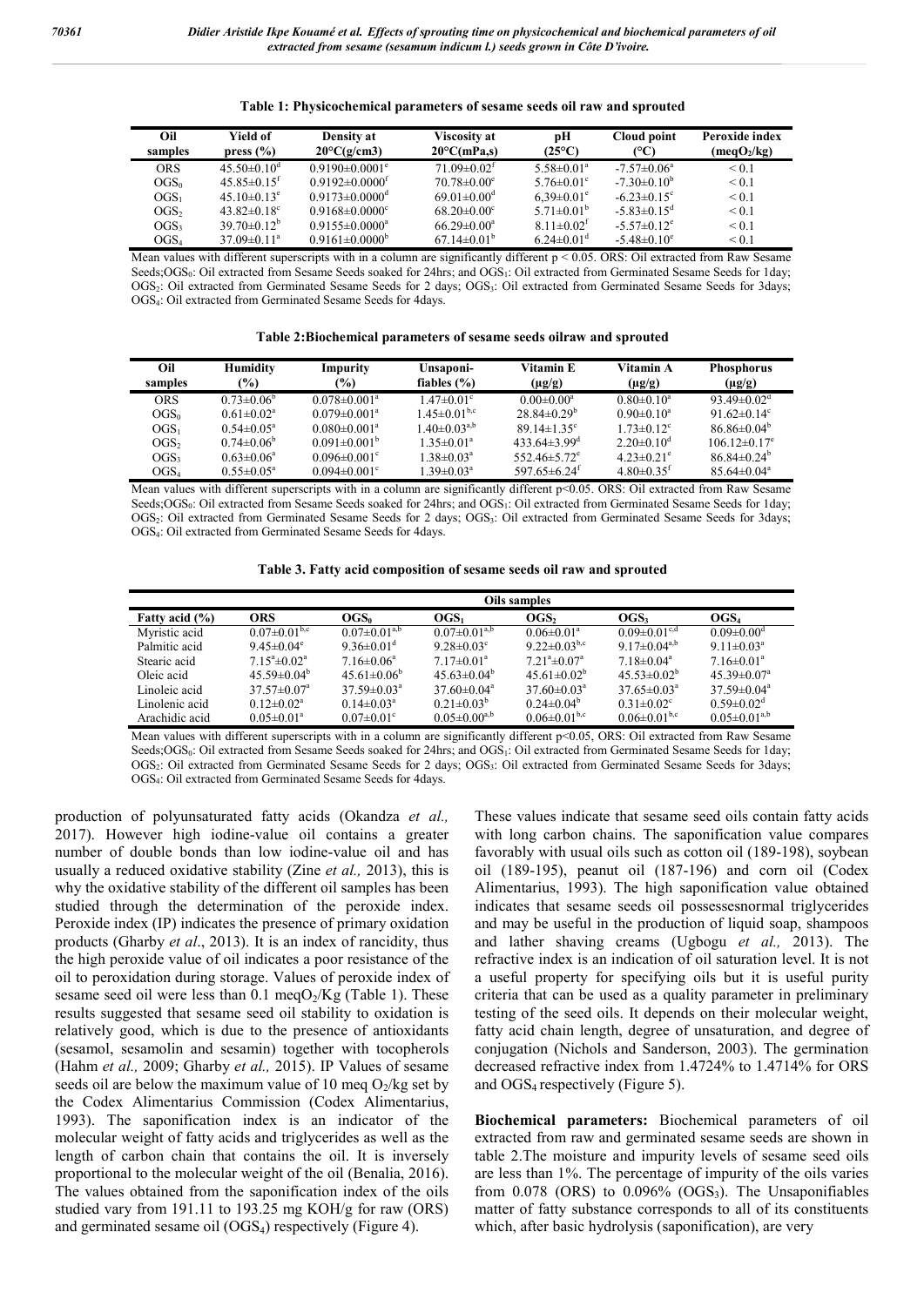**Table 1: Physicochemical parameters of sesame seeds oil raw and sprouted**

| Oil samples | Yield of press (%) | Density at 20°C(g/cm3) | Viscosity at 20°C(mPa,s) | pH (25°C) | Cloud point (°C) | Peroxide index (meq$O_2$/kg) |
|---|---|---|---|---|---|---|
| ORS | $45.50{\pm}0.10^{d}$ | $0.9190{\pm}0.0001^{e}$ | $71.09{\pm}0.02^{f}$ | $5.58{\pm}0.01^{a}$ | $-7.57{\pm}0.06^{a}$ | < 0.1 |
| $OGS_0$ | $45.85{\pm}0.15^{f}$ | $0.9192{\pm}0.0000^{f}$ | $70.78{\pm}0.00^{e}$ | $5.76{\pm}0.01^{c}$ | $-7.30{\pm}0.10^{b}$ | < 0.1 |
| $OGS_1$ | $45.10{\pm}0.13^{e}$ | $0.9173{\pm}0.0000^{d}$ | $69.01{\pm}0.00^{d}$ | $6.39{\pm}0.01^{e}$ | $-6.23{\pm}0.15^{c}$ | < 0.1 |
| $OGS_2$ | $43.82{\pm}0.18^{c}$ | $0.9168{\pm}0.0000^{c}$ | $68.20{\pm}0.00^{c}$ | $5.71{\pm}0.01^{b}$ | $-5.83{\pm}0.15^{d}$ | < 0.1 |
| $OGS_3$ | $39.70{\pm}0.12^{b}$ | $0.9155{\pm}0.0000^{a}$ | $66.29{\pm}0.00^{a}$ | $8.11{\pm}0.02^{f}$ | $-5.57{\pm}0.12^{e}$ | < 0.1 |
| $OGS_4$ | $37.09{\pm}0.11^{a}$ | $0.9161{\pm}0.0000^{b}$ | $67.14{\pm}0.01^{b}$ | $6.24{\pm}0.01^{d}$ | $-5.48{\pm}0.10^{e}$ | < 0.1 |

Mean values with different superscripts with in a column are significantly different $p < 0.05$. ORS: Oil extracted from Raw Sesame Seeds; $OGS_0$: Oil extracted from Sesame Seeds soaked for 24hrs; and $OGS_1$: Oil extracted from Germinated Sesame Seeds for 1day; $OGS_2$: Oil extracted from Germinated Sesame Seeds for 2 days; $OGS_3$: Oil extracted from Germinated Sesame Seeds for 3days; $OGS_4$: Oil extracted from Germinated Sesame Seeds for 4days.

**Table 2:Biochemical parameters of sesame seeds oilraw and sprouted**

| Oil samples | Humidity (%) | Impurity (%) | Unsaponi-fiables (%) | Vitamin E (µg/g) | Vitamin A (µg/g) | Phosphorus (µg/g) |
|---|---|---|---|---|---|---|
| ORS | $0.73{\pm}0.06^{b}$ | $0.078{\pm}0.001^{a}$ | $1.47{\pm}0.01^{c}$ | $0.00{\pm}0.00^{a}$ | $0.80{\pm}0.10^{a}$ | $93.49{\pm}0.02^{d}$ |
| $OGS_0$ | $0.61{\pm}0.02^{a}$ | $0.079{\pm}0.001^{a}$ | $1.45{\pm}0.01^{b,c}$ | $28.84{\pm}0.29^{b}$ | $0.90{\pm}0.10^{a}$ | $91.62{\pm}0.14^{c}$ |
| $OGS_1$ | $0.54{\pm}0.05^{a}$ | $0.080{\pm}0.001^{a}$ | $1.40{\pm}0.03^{a,b}$ | $89.14{\pm}1.35^{c}$ | $1.73{\pm}0.12^{c}$ | $86.86{\pm}0.04^{b}$ |
| $OGS_2$ | $0.74{\pm}0.06^{b}$ | $0.091{\pm}0.001^{b}$ | $1.35{\pm}0.01^{a}$ | $433.64{\pm}3.99^{d}$ | $2.20{\pm}0.10^{d}$ | $106.12{\pm}0.17^{e}$ |
| $OGS_3$ | $0.63{\pm}0.06^{a}$ | $0.096{\pm}0.001^{c}$ | $1.38{\pm}0.03^{a}$ | $552.46{\pm}5.72^{e}$ | $4.23{\pm}0.21^{e}$ | $86.84{\pm}0.24^{b}$ |
| $OGS_4$ | $0.55{\pm}0.05^{a}$ | $0.094{\pm}0.001^{c}$ | $1.39{\pm}0.03^{a}$ | $597.65{\pm}6.24^{f}$ | $4.80{\pm}0.35^{f}$ | $85.64{\pm}0.04^{a}$ |

Mean values with different superscripts with in a column are significantly different $p<0.05$. ORS: Oil extracted from Raw Sesame Seeds; $OGS_0$: Oil extracted from Sesame Seeds soaked for 24hrs; and $OGS_1$: Oil extracted from Germinated Sesame Seeds for 1day; $OGS_2$: Oil extracted from Germinated Sesame Seeds for 2 days; $OGS_3$: Oil extracted from Germinated Sesame Seeds for 3days; $OGS_4$: Oil extracted from Germinated Sesame Seeds for 4days.

**Table 3. Fatty acid composition of sesame seeds oil raw and sprouted**

| | Oils samples | | | | | |
|---|---|---|---|---|---|---|
| Fatty acid (%) | ORS | $OGS_0$ | $OGS_1$ | $OGS_2$ | $OGS_3$ | $OGS_4$ |
| Myristic acid | $0.07{\pm}0.01^{b,c}$ | $0.07{\pm}0.01^{a,b}$ | $0.07{\pm}0.01^{a,b}$ | $0.06{\pm}0.01^{a}$ | $0.09{\pm}0.01^{c,d}$ | $0.09{\pm}0.00^{d}$ |
| Palmitic acid | $9.45{\pm}0.04^{e}$ | $9.36{\pm}0.01^{d}$ | $9.28{\pm}0.03^{c}$ | $9.22{\pm}0.03^{b,c}$ | $9.17{\pm}0.04^{a,b}$ | $9.11{\pm}0.03^{a}$ |
| Stearic acid | $7.15^{a}{\pm}0.02^{a}$ | $7.16{\pm}0.06^{a}$ | $7.17{\pm}0.01^{a}$ | $7.21^{a}{\pm}0.07^{a}$ | $7.18{\pm}0.04^{a}$ | $7.16{\pm}0.01^{a}$ |
| Oleic acid | $45.59{\pm}0.04^{b}$ | $45.61{\pm}0.06^{b}$ | $45.63{\pm}0.04^{b}$ | $45.61{\pm}0.02^{b}$ | $45.53{\pm}0.02^{b}$ | $45.39{\pm}0.07^{a}$ |
| Linoleic acid | $37.57{\pm}0.07^{a}$ | $37.59{\pm}0.03^{a}$ | $37.60{\pm}0.04^{a}$ | $37.60{\pm}0.03^{a}$ | $37.65{\pm}0.03^{a}$ | $37.59{\pm}0.04^{a}$ |
| Linolenic acid | $0.12{\pm}0.02^{a}$ | $0.14{\pm}0.03^{a}$ | $0.21{\pm}0.03^{b}$ | $0.24{\pm}0.04^{b}$ | $0.31{\pm}0.02^{c}$ | $0.59{\pm}0.02^{d}$ |
| Arachidic acid | $0.05{\pm}0.01^{a}$ | $0.07{\pm}0.01^{c}$ | $0.05{\pm}0.00^{a,b}$ | $0.06{\pm}0.01^{b,c}$ | $0.06{\pm}0.01^{b,c}$ | $0.05{\pm}0.01^{a,b}$ |

Mean values with different superscripts with in a column are significantly different $p<0.05$, ORS: Oil extracted from Raw Sesame Seeds; $OGS_0$: Oil extracted from Sesame Seeds soaked for 24hrs; and $OGS_1$: Oil extracted from Germinated Sesame Seeds for 1day; $OGS_2$: Oil extracted from Germinated Sesame Seeds for 2 days; $OGS_3$: Oil extracted from Germinated Sesame Seeds for 3days; $OGS_4$: Oil extracted from Germinated Sesame Seeds for 4days.

production of polyunsaturated fatty acids (Okandza *et al.,* 2017). However high iodine-value oil contains a greater number of double bonds than low iodine-value oil and has usually a reduced oxidative stability (Zine *et al.,* 2013), this is why the oxidative stability of the different oil samples has been studied through the determination of the peroxide index. Peroxide index (IP) indicates the presence of primary oxidation products (Gharby *et al*., 2013). It is an index of rancidity, thus the high peroxide value of oil indicates a poor resistance of the oil to peroxidation during storage. Values of peroxide index of sesame seed oil were less than 0.1 meq$O_2$/Kg (Table 1). These results suggested that sesame seed oil stability to oxidation is relatively good, which is due to the presence of antioxidants (sesamol, sesamolin and sesamin) together with tocopherols (Hahm *et al.,* 2009; Gharby *et al.,* 2015). IP Values of sesame seeds oil are below the maximum value of 10 meq $O_2$/kg set by the Codex Alimentarius Commission (Codex Alimentarius, 1993). The saponification index is an indicator of the molecular weight of fatty acids and triglycerides as well as the length of carbon chain that contains the oil. It is inversely proportional to the molecular weight of the oil (Benalia, 2016). The values obtained from the saponification index of the oils studied vary from 191.11 to 193.25 mg KOH/g for raw (ORS) and germinated sesame oil ($OGS_4$) respectively (Figure 4).

These values indicate that sesame seed oils contain fatty acids with long carbon chains. The saponification value compares favorably with usual oils such as cotton oil (189-198), soybean oil (189-195), peanut oil (187-196) and corn oil (Codex Alimentarius, 1993). The high saponification value obtained indicates that sesame seeds oil possessesnormal triglycerides and may be useful in the production of liquid soap, shampoos and lather shaving creams (Ugbogu *et al.,* 2013). The refractive index is an indication of oil saturation level. It is not a useful property for specifying oils but it is useful purity criteria that can be used as a quality parameter in preliminary testing of the seed oils. It depends on their molecular weight, fatty acid chain length, degree of unsaturation, and degree of conjugation (Nichols and Sanderson, 2003). The germination decreased refractive index from 1.4724% to 1.4714% for ORS and $OGS_4$ respectively (Figure 5).

**Biochemical parameters:** Biochemical parameters of oil extracted from raw and germinated sesame seeds are shown in table 2.The moisture and impurity levels of sesame seed oils are less than 1%. The percentage of impurity of the oils varies from 0.078 (ORS) to 0.096% ($OGS_3$). The Unsaponifiables matter of fatty substance corresponds to all of its constituents which, after basic hydrolysis (saponification), are very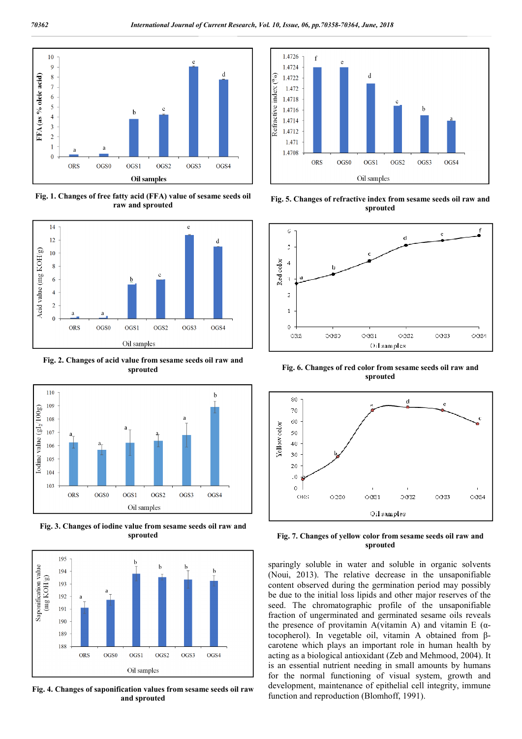Fig. 1. Changes of free fatty acid (FFA) value of sesame seeds oil raw and sprouted

Fig. 2. Changes of acid value from sesame seeds oil raw and sprouted

Fig. 3. Changes of iodine value from sesame seeds oil raw and sprouted

Fig. 4. Changes of saponification values from sesame seeds oil raw and sprouted

Fig. 5. Changes of refractive index from sesame seeds oil raw and sprouted

Fig. 6. Changes of red color from sesame seeds oil raw and sprouted

Fig. 7. Changes of yellow color from sesame seeds oil raw and sprouted

sparingly soluble in water and soluble in organic solvents (Noui, 2013). The relative decrease in the unsaponifiable content observed during the germination period may possibly be due to the initial loss lipids and other major reserves of the seed. The chromatographic profile of the unsaponifiable fraction of ungerminated and germinated sesame oils reveals the presence of provitamin A(vitamin A) and vitamin E (α-tocopherol). In vegetable oil, vitamin A obtained from β-carotene which plays an important role in human health by acting as a biological antioxidant (Zeb and Mehmood, 2004). It is an essential nutrient needing in small amounts by humans for the normal functioning of visual system, growth and development, maintenance of epithelial cell integrity, immune function and reproduction (Blomhoff, 1991).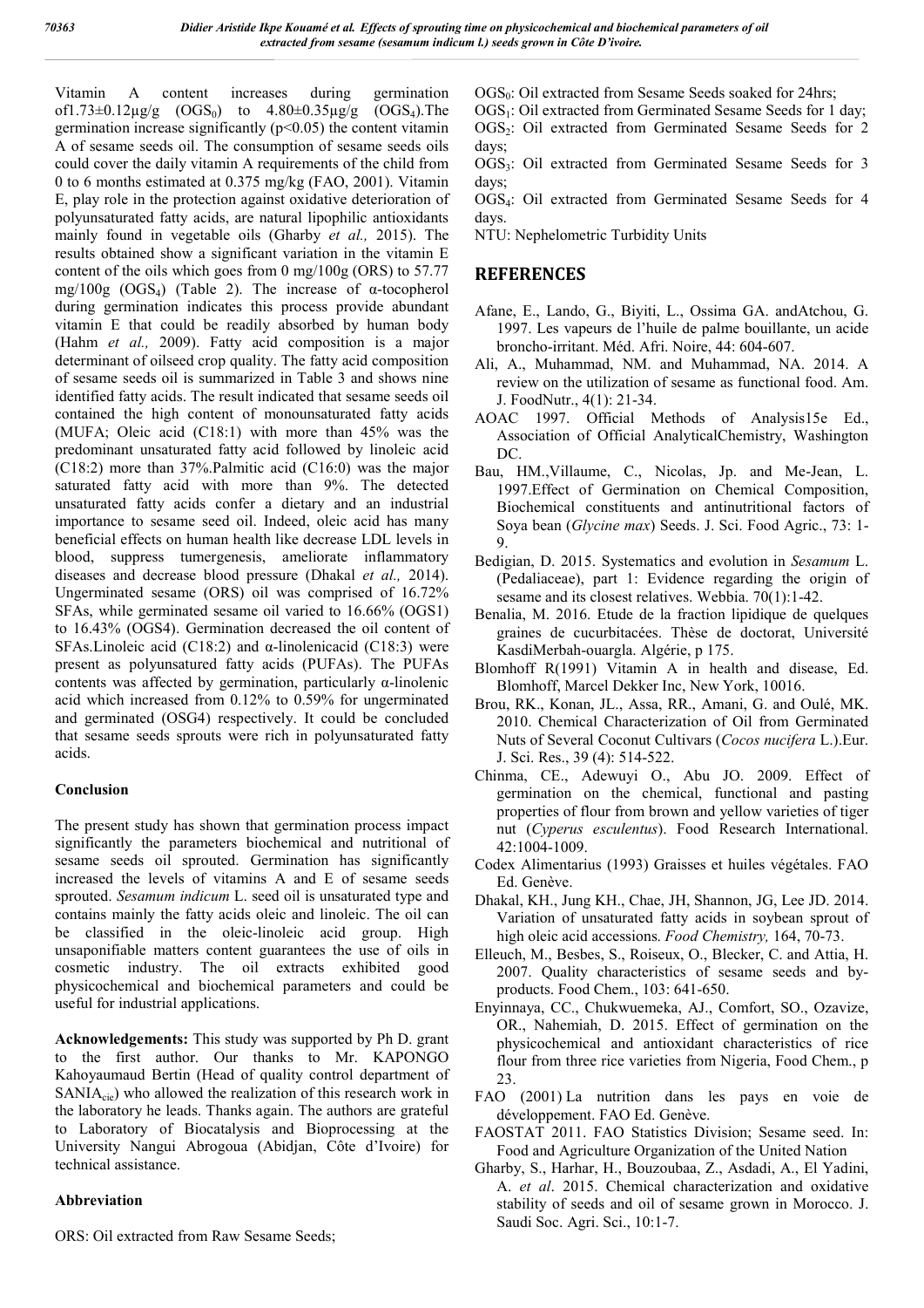Vitamin A content increases during germination of1.73±0.12µg/g ($OGS_0$) to 4.80±0.35µg/g ($OGS_4$).The germination increase significantly ($p<0.05$) the content vitamin A of sesame seeds oil. The consumption of sesame seeds oils could cover the daily vitamin A requirements of the child from 0 to 6 months estimated at 0.375 mg/kg (FAO, 2001). Vitamin E, play role in the protection against oxidative deterioration of polyunsaturated fatty acids, are natural lipophilic antioxidants mainly found in vegetable oils (Gharby *et al.,* 2015). The results obtained show a significant variation in the vitamin E content of the oils which goes from 0 mg/100g (ORS) to 57.77 mg/100g ($OGS_4$) (Table 2). The increase of α-tocopherol during germination indicates this process provide abundant vitamin E that could be readily absorbed by human body (Hahm *et al.,* 2009). Fatty acid composition is a major determinant of oilseed crop quality. The fatty acid composition of sesame seeds oil is summarized in Table 3 and shows nine identified fatty acids. The result indicated that sesame seeds oil contained the high content of monounsaturated fatty acids (MUFA; Oleic acid (C18:1) with more than 45% was the predominant unsaturated fatty acid followed by linoleic acid (C18:2) more than 37%.Palmitic acid (C16:0) was the major saturated fatty acid with more than 9%. The detected unsaturated fatty acids confer a dietary and an industrial importance to sesame seed oil. Indeed, oleic acid has many beneficial effects on human health like decrease LDL levels in blood, suppress tumergenesis, ameliorate inflammatory diseases and decrease blood pressure (Dhakal *et al.,* 2014). Ungerminated sesame (ORS) oil was comprised of 16.72% SFAs, while germinated sesame oil varied to 16.66% (OGS1) to 16.43% (OGS4). Germination decreased the oil content of SFAs.Linoleic acid (C18:2) and α-linolenicacid (C18:3) were present as polyunsatured fatty acids (PUFAs). The PUFAs contents was affected by germination, particularly α-linolenic acid which increased from 0.12% to 0.59% for ungerminated and germinated (OSG4) respectively. It could be concluded that sesame seeds sprouts were rich in polyunsaturated fatty acids.

## Conclusion

The present study has shown that germination process impact significantly the parameters biochemical and nutritional of sesame seeds oil sprouted. Germination has significantly increased the levels of vitamins A and E of sesame seeds sprouted. *Sesamum indicum* L. seed oil is unsaturated type and contains mainly the fatty acids oleic and linoleic. The oil can be classified in the oleic-linoleic acid group. High unsaponifiable matters content guarantees the use of oils in cosmetic industry. The oil extracts exhibited good physicochemical and biochemical parameters and could be useful for industrial applications.

**Acknowledgements:** This study was supported by Ph D. grant to the first author. Our thanks to Mr. KAPONGO Kahoyaumaud Bertin (Head of quality control department of $SANIA_{cie}$) who allowed the realization of this research work in the laboratory he leads. Thanks again. The authors are grateful to Laboratory of Biocatalysis and Bioprocessing at the University Nangui Abrogoua (Abidjan, Côte d'Ivoire) for technical assistance.

## Abbreviation

ORS: Oil extracted from Raw Sesame Seeds;

$OGS_0$: Oil extracted from Sesame Seeds soaked for 24hrs;

$OGS_1$: Oil extracted from Germinated Sesame Seeds for 1 day;

$OGS_2$: Oil extracted from Germinated Sesame Seeds for 2 days;

$OGS_3$: Oil extracted from Germinated Sesame Seeds for 3 days;

$OGS_4$: Oil extracted from Germinated Sesame Seeds for 4 days.

NTU: Nephelometric Turbidity Units

# REFERENCES

Afane, E., Lando, G., Biyiti, L., Ossima GA. andAtchou, G. 1997. Les vapeurs de l'huile de palme bouillante, un acide broncho-irritant. Méd. Afri. Noire, 44: 604-607.

Ali, A., Muhammad, NM. and Muhammad, NA. 2014. A review on the utilization of sesame as functional food. Am. J. FoodNutr., 4(1): 21-34.

AOAC 1997. Official Methods of Analysis15e Ed., Association of Official AnalyticalChemistry, Washington DC.

Bau, HM.,Villaume, C., Nicolas, Jp. and Me-Jean, L. 1997.Effect of Germination on Chemical Composition, Biochemical constituents and antinutritional factors of Soya bean (*Glycine max*) Seeds. J. Sci. Food Agric., 73: 1-9.

Bedigian, D. 2015. Systematics and evolution in *Sesamum* L. (Pedaliaceae), part 1: Evidence regarding the origin of sesame and its closest relatives. Webbia. 70(1):1-42.

Benalia, M. 2016. Etude de la fraction lipidique de quelques graines de cucurbitacées. Thèse de doctorat, Université KasdiMerbah-ouargla. Algérie, p 175.

Blomhoff R(1991) Vitamin A in health and disease, Ed. Blomhoff, Marcel Dekker Inc, New York, 10016.

Brou, RK., Konan, JL., Assa, RR., Amani, G. and Oulé, MK. 2010. Chemical Characterization of Oil from Germinated Nuts of Several Coconut Cultivars (*Cocos nucifera* L.).Eur. J. Sci. Res., 39 (4): 514-522.

Chinma, CE., Adewuyi O., Abu JO. 2009. Effect of germination on the chemical, functional and pasting properties of flour from brown and yellow varieties of tiger nut (*Cyperus esculentus*). Food Research International. 42:1004-1009.

Codex Alimentarius (1993) Graisses et huiles végétales. FAO Ed. Genève.

Dhakal, KH., Jung KH., Chae, JH, Shannon, JG, Lee JD. 2014. Variation of unsaturated fatty acids in soybean sprout of high oleic acid accessions. *Food Chemistry,* 164, 70-73.

Elleuch, M., Besbes, S., Roiseux, O., Blecker, C. and Attia, H. 2007. Quality characteristics of sesame seeds and by-products. Food Chem., 103: 641-650.

Enyinnaya, CC., Chukwuemeka, AJ., Comfort, SO., Ozavize, OR., Nahemiah, D. 2015. Effect of germination on the physicochemical and antioxidant characteristics of rice flour from three rice varieties from Nigeria, Food Chem., p 23.

FAO (2001) La nutrition dans les pays en voie de développement. FAO Ed. Genève.

FAOSTAT 2011. FAO Statistics Division; Sesame seed. In: Food and Agriculture Organization of the United Nation

Gharby, S., Harhar, H., Bouzoubaa, Z., Asdadi, A., El Yadini, A. *et al*. 2015. Chemical characterization and oxidative stability of seeds and oil of sesame grown in Morocco. J. Saudi Soc. Agri. Sci., 10:1-7.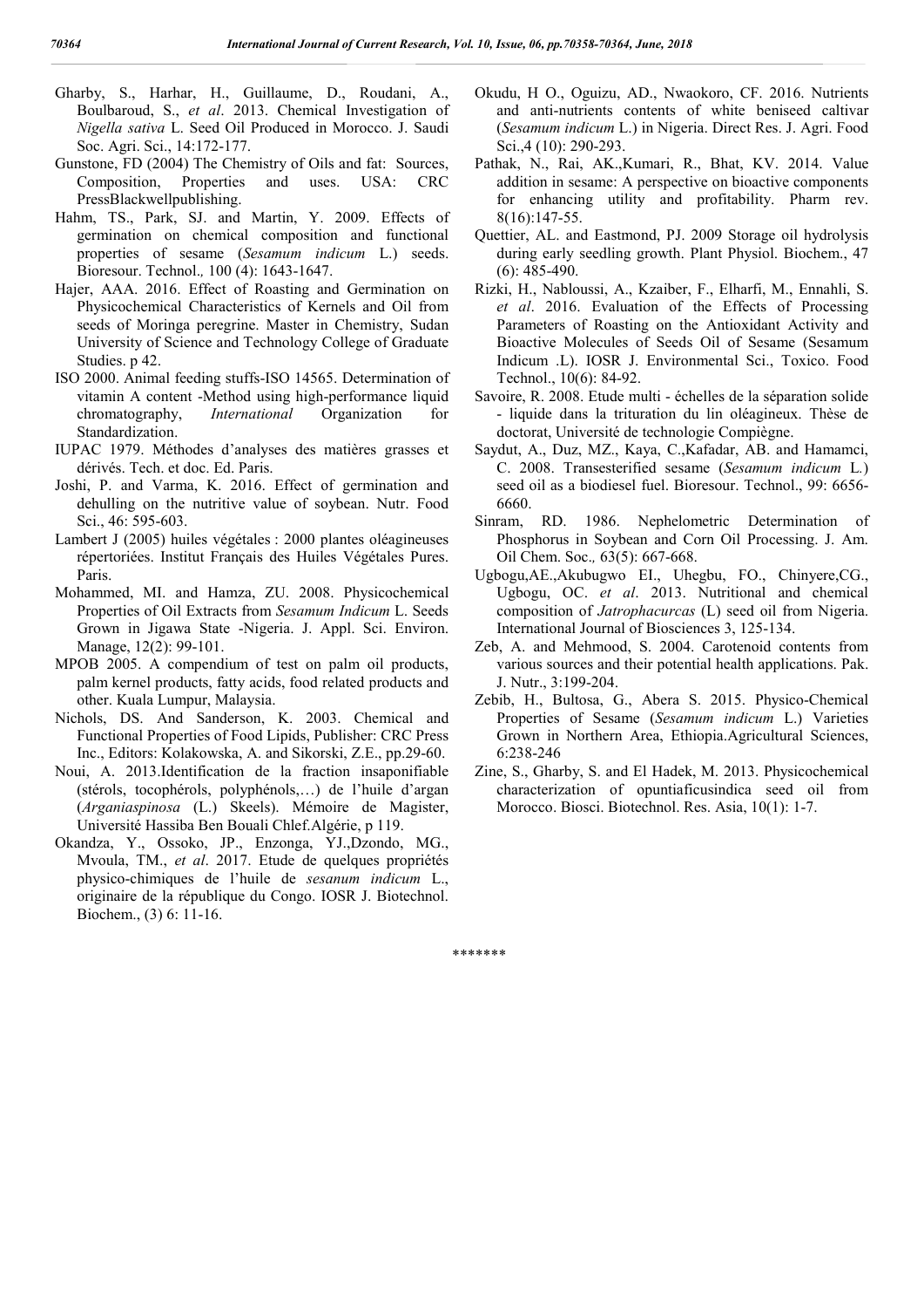Gharby, S., Harhar, H., Guillaume, D., Roudani, A., Boulbaroud, S., *et al*. 2013. Chemical Investigation of *Nigella sativa* L. Seed Oil Produced in Morocco. J. Saudi Soc. Agri. Sci., 14:172-177.

Gunstone, FD (2004) The Chemistry of Oils and fat: Sources, Composition, Properties and uses. USA: CRC PressBlackwellpublishing.

Hahm, TS., Park, SJ. and Martin, Y. 2009. Effects of germination on chemical composition and functional properties of sesame (*Sesamum indicum* L.) seeds. Bioresour. Technol., 100 (4): 1643-1647.

Hajer, AAA. 2016. Effect of Roasting and Germination on Physicochemical Characteristics of Kernels and Oil from seeds of Moringa peregrine. Master in Chemistry, Sudan University of Science and Technology College of Graduate Studies. p 42.

ISO 2000. Animal feeding stuffs-ISO 14565. Determination of vitamin A content -Method using high-performance liquid chromatography, *International* Organization for Standardization.

IUPAC 1979. Méthodes d'analyses des matières grasses et dérivés. Tech. et doc. Ed. Paris.

Joshi, P. and Varma, K. 2016. Effect of germination and dehulling on the nutritive value of soybean. Nutr. Food Sci., 46: 595-603.

Lambert J (2005) huiles végétales : 2000 plantes oléagineuses répertoriées. Institut Français des Huiles Végétales Pures. Paris.

Mohammed, MI. and Hamza, ZU. 2008. Physicochemical Properties of Oil Extracts from *Sesamum Indicum* L. Seeds Grown in Jigawa State -Nigeria. J. Appl. Sci. Environ. Manage, 12(2): 99-101.

MPOB 2005. A compendium of test on palm oil products, palm kernel products, fatty acids, food related products and other. Kuala Lumpur, Malaysia.

Nichols, DS. And Sanderson, K. 2003. Chemical and Functional Properties of Food Lipids, Publisher: CRC Press Inc., Editors: Kolakowska, A. and Sikorski, Z.E., pp.29-60.

Noui, A. 2013.Identification de la fraction insaponifiable (stérols, tocophérols, polyphénols,…) de l'huile d'argan (*Arganiaspinosa* (L.) Skeels). Mémoire de Magister, Université Hassiba Ben Bouali Chlef.Algérie, p 119.

Okandza, Y., Ossoko, JP., Enzonga, YJ.,Dzondo, MG., Mvoula, TM., *et al*. 2017. Etude de quelques propriétés physico-chimiques de l'huile de *sesanum indicum* L., originaire de la république du Congo. IOSR J. Biotechnol. Biochem., (3) 6: 11-16.

Okudu, H O., Oguizu, AD., Nwaokoro, CF. 2016. Nutrients and anti-nutrients contents of white beniseed caltivar (*Sesamum indicum* L.) in Nigeria. Direct Res. J. Agri. Food Sci.,4 (10): 290-293.

Pathak, N., Rai, AK.,Kumari, R., Bhat, KV. 2014. Value addition in sesame: A perspective on bioactive components for enhancing utility and profitability. Pharm rev. 8(16):147-55.

Quettier, AL. and Eastmond, PJ. 2009 Storage oil hydrolysis during early seedling growth. Plant Physiol. Biochem., 47 (6): 485-490.

Rizki, H., Nabloussi, A., Kzaiber, F., Elharfi, M., Ennahli, S. *et al*. 2016. Evaluation of the Effects of Processing Parameters of Roasting on the Antioxidant Activity and Bioactive Molecules of Seeds Oil of Sesame (Sesamum Indicum .L). IOSR J. Environmental Sci., Toxico. Food Technol., 10(6): 84-92.

Savoire, R. 2008. Etude multi - échelles de la séparation solide - liquide dans la trituration du lin oléagineux. Thèse de doctorat, Université de technologie Compiègne.

Saydut, A., Duz, MZ., Kaya, C.,Kafadar, AB. and Hamamci, C. 2008. Transesterified sesame (*Sesamum indicum* L.) seed oil as a biodiesel fuel. Bioresour. Technol., 99: 6656-6660.

Sinram, RD. 1986. Nephelometric Determination of Phosphorus in Soybean and Corn Oil Processing. J. Am. Oil Chem. Soc., 63(5): 667-668.

Ugbogu,AE.,Akubugwo EI., Uhegbu, FO., Chinyere,CG., Ugbogu, OC. *et al*. 2013. Nutritional and chemical composition of *Jatrophacurcas* (L) seed oil from Nigeria. International Journal of Biosciences 3, 125-134.

Zeb, A. and Mehmood, S. 2004. Carotenoid contents from various sources and their potential health applications. Pak. J. Nutr., 3:199-204.

Zebib, H., Bultosa, G., Abera S. 2015. Physico-Chemical Properties of Sesame (*Sesamum indicum* L.) Varieties Grown in Northern Area, Ethiopia.Agricultural Sciences, 6:238-246

Zine, S., Gharby, S. and El Hadek, M. 2013. Physicochemical characterization of opuntiaficusindica seed oil from Morocco. Biosci. Biotechnol. Res. Asia, 10(1): 1-7.

*******